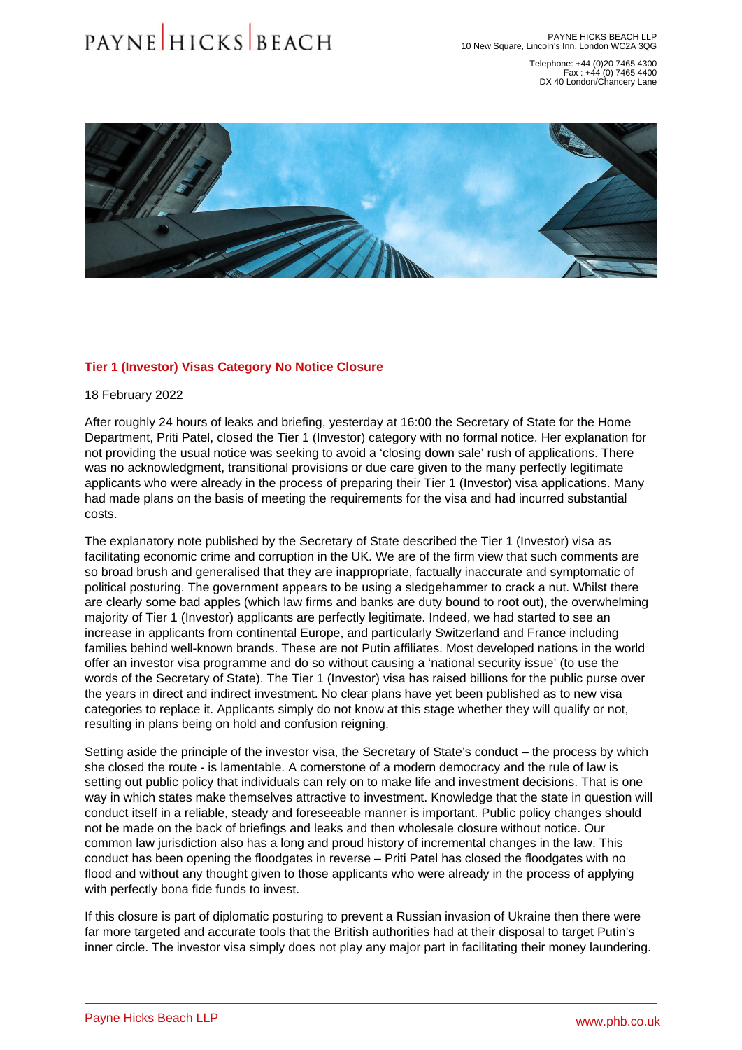PAYNE HICKS BEACH LLP
10 New Square, Lincoln's Inn, London WC2A 3QG

Telephone: +44 (0)20 7465 4300
Fax : +44 (0) 7465 4400
DX 40 London/Chancery Lane

## Tier 1 (Investor) Visas Category No Notice Closure

18 February 2022

After roughly 24 hours of leaks and briefing, yesterday at 16:00 the Secretary of State for the Home Department, Priti Patel, closed the Tier 1 (Investor) category with no formal notice. Her explanation for not providing the usual notice was seeking to avoid a 'closing down sale' rush of applications. There was no acknowledgment, transitional provisions or due care given to the many perfectly legitimate applicants who were already in the process of preparing their Tier 1 (Investor) visa applications. Many had made plans on the basis of meeting the requirements for the visa and had incurred substantial costs.

The explanatory note published by the Secretary of State described the Tier 1 (Investor) visa as facilitating economic crime and corruption in the UK. We are of the firm view that such comments are so broad brush and generalised that they are inappropriate, factually inaccurate and symptomatic of political posturing. The government appears to be using a sledgehammer to crack a nut. Whilst there are clearly some bad apples (which law firms and banks are duty bound to root out), the overwhelming majority of Tier 1 (Investor) applicants are perfectly legitimate. Indeed, we had started to see an increase in applicants from continental Europe, and particularly Switzerland and France including families behind well-known brands. These are not Putin affiliates. Most developed nations in the world offer an investor visa programme and do so without causing a 'national security issue' (to use the words of the Secretary of State). The Tier 1 (Investor) visa has raised billions for the public purse over the years in direct and indirect investment. No clear plans have yet been published as to new visa categories to replace it. Applicants simply do not know at this stage whether they will qualify or not, resulting in plans being on hold and confusion reigning.

Setting aside the principle of the investor visa, the Secretary of State's conduct – the process by which she closed the route - is lamentable. A cornerstone of a modern democracy and the rule of law is setting out public policy that individuals can rely on to make life and investment decisions. That is one way in which states make themselves attractive to investment. Knowledge that the state in question will conduct itself in a reliable, steady and foreseeable manner is important. Public policy changes should not be made on the back of briefings and leaks and then wholesale closure without notice. Our common law jurisdiction also has a long and proud history of incremental changes in the law. This conduct has been opening the floodgates in reverse – Priti Patel has closed the floodgates with no flood and without any thought given to those applicants who were already in the process of applying with perfectly bona fide funds to invest.

If this closure is part of diplomatic posturing to prevent a Russian invasion of Ukraine then there were far more targeted and accurate tools that the British authorities had at their disposal to target Putin's inner circle. The investor visa simply does not play any major part in facilitating their money laundering.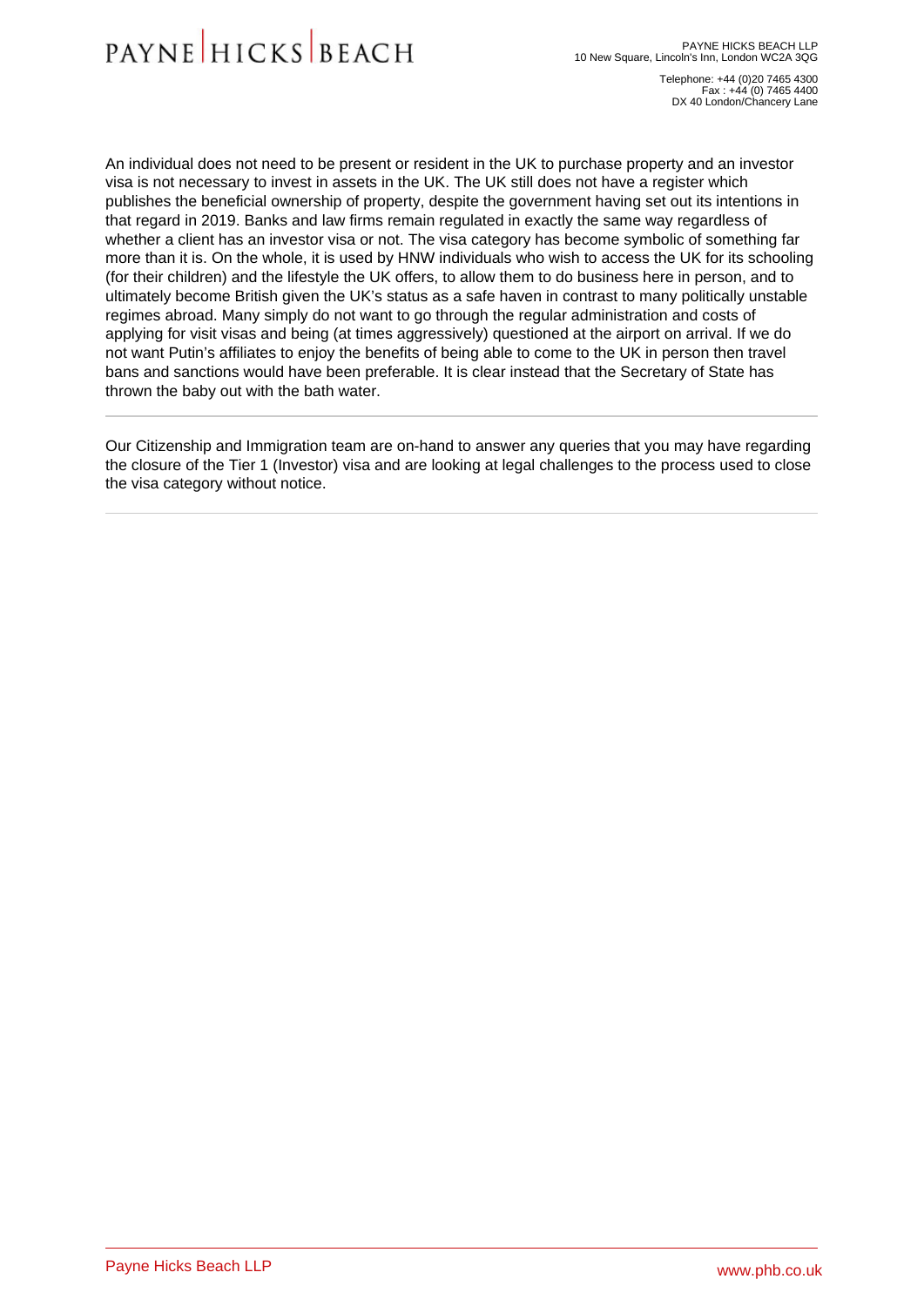An individual does not need to be present or resident in the UK to purchase property and an investor visa is not necessary to invest in assets in the UK. The UK still does not have a register which publishes the beneficial ownership of property, despite the government having set out its intentions in that regard in 2019. Banks and law firms remain regulated in exactly the same way regardless of whether a client has an investor visa or not. The visa category has become symbolic of something far more than it is. On the whole, it is used by HNW individuals who wish to access the UK for its schooling (for their children) and the lifestyle the UK offers, to allow them to do business here in person, and to ultimately become British given the UK's status as a safe haven in contrast to many politically unstable regimes abroad. Many simply do not want to go through the regular administration and costs of applying for visit visas and being (at times aggressively) questioned at the airport on arrival. If we do not want Putin's affiliates to enjoy the benefits of being able to come to the UK in person then travel bans and sanctions would have been preferable. It is clear instead that the Secretary of State has thrown the baby out with the bath water.

---

Our Citizenship and Immigration team are on-hand to answer any queries that you may have regarding the closure of the Tier 1 (Investor) visa and are looking at legal challenges to the process used to close the visa category without notice.